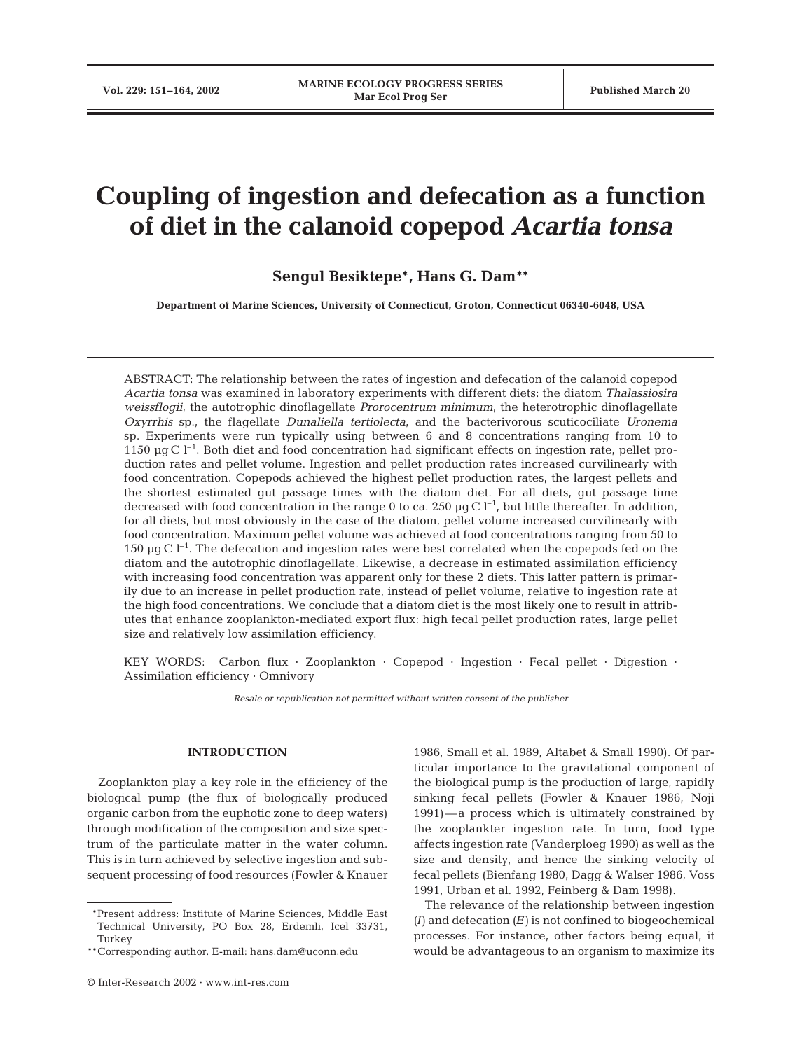# Coupling of ingestion and defecation as a function of diet in the calanoid copepod *Acartia tonsa*

**Sengul Besiktepe\*, Hans G. Dam\*\***

**Department of Marine Sciences, University of Connecticut, Groton, Connecticut 06340-6048, USA**

ABSTRACT: The relationship between the rates of ingestion and defecation of the calanoid copepod *Acartia tonsa* was examined in laboratory experiments with different diets: the diatom *Thalassiosira weissflogii*, the autotrophic dinoflagellate *Prorocentrum minimum*, the heterotrophic dinoflagellate *Oxyrrhis* sp., the flagellate *Dunaliella tertiolecta*, and the bacterivorous scuticociliate *Uronema* sp. Experiments were run typically using between 6 and 8 concentrations ranging from 10 to 1150 µg C $l^{-1}$. Both diet and food concentration had significant effects on ingestion rate, pellet production rates and pellet volume. Ingestion and pellet production rates increased curvilinearly with food concentration. Copepods achieved the highest pellet production rates, the largest pellets and the shortest estimated gut passage times with the diatom diet. For all diets, gut passage time decreased with food concentration in the range 0 to ca. 250 µg C $l^{-1}$, but little thereafter. In addition, for all diets, but most obviously in the case of the diatom, pellet volume increased curvilinearly with food concentration. Maximum pellet volume was achieved at food concentrations ranging from 50 to 150 µg C $l^{-1}$. The defecation and ingestion rates were best correlated when the copepods fed on the diatom and the autotrophic dinoflagellate. Likewise, a decrease in estimated assimilation efficiency with increasing food concentration was apparent only for these 2 diets. This latter pattern is primarily due to an increase in pellet production rate, instead of pellet volume, relative to ingestion rate at the high food concentrations. We conclude that a diatom diet is the most likely one to result in attributes that enhance zooplankton-mediated export flux: high fecal pellet production rates, large pellet size and relatively low assimilation efficiency.

KEY WORDS: Carbon flux · Zooplankton · Copepod · Ingestion · Fecal pellet · Digestion · Assimilation efficiency · Omnivory

*Resale or republication not permitted without written consent of the publisher*

## INTRODUCTION

Zooplankton play a key role in the efficiency of the biological pump (the flux of biologically produced organic carbon from the euphotic zone to deep waters) through modification of the composition and size spectrum of the particulate matter in the water column. This is in turn achieved by selective ingestion and subsequent processing of food resources (Fowler & Knauer 1986, Small et al. 1989, Altabet & Small 1990). Of particular importance to the gravitational component of the biological pump is the production of large, rapidly sinking fecal pellets (Fowler & Knauer 1986, Noji 1991)—a process which is ultimately constrained by the zooplankter ingestion rate. In turn, food type affects ingestion rate (Vanderploeg 1990) as well as the size and density, and hence the sinking velocity of fecal pellets (Bienfang 1980, Dagg & Walser 1986, Voss 1991, Urban et al. 1992, Feinberg & Dam 1998).

The relevance of the relationship between ingestion ($I$) and defecation ($E$) is not confined to biogeochemical processes. For instance, other factors being equal, it would be advantageous to an organism to maximize its

\*Present address: Institute of Marine Sciences, Middle East Technical University, PO Box 28, Erdemli, Icel 33731, Turkey

\*\*Corresponding author. E-mail: hans.dam@uconn.edu

© Inter-Research 2002 · www.int-res.com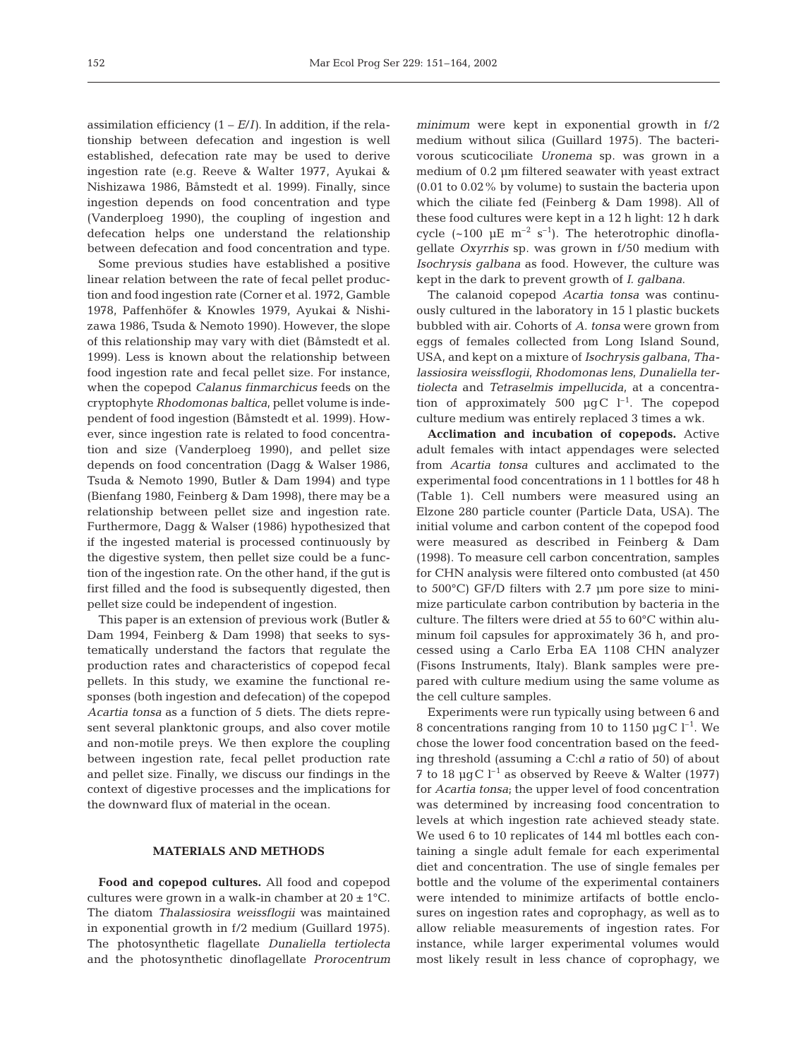assimilation efficiency ($1 - E/I$). In addition, if the relationship between defecation and ingestion is well established, defecation rate may be used to derive ingestion rate (e.g. Reeve & Walter 1977, Ayukai & Nishizawa 1986, Båmstedt et al. 1999). Finally, since ingestion depends on food concentration and type (Vanderploeg 1990), the coupling of ingestion and defecation helps one understand the relationship between defecation and food concentration and type.

Some previous studies have established a positive linear relation between the rate of fecal pellet production and food ingestion rate (Corner et al. 1972, Gamble 1978, Paffenhöfer & Knowles 1979, Ayukai & Nishizawa 1986, Tsuda & Nemoto 1990). However, the slope of this relationship may vary with diet (Båmstedt et al. 1999). Less is known about the relationship between food ingestion rate and fecal pellet size. For instance, when the copepod *Calanus finmarchicus* feeds on the cryptophyte *Rhodomonas baltica*, pellet volume is independent of food ingestion (Båmstedt et al. 1999). However, since ingestion rate is related to food concentration and size (Vanderploeg 1990), and pellet size depends on food concentration (Dagg & Walser 1986, Tsuda & Nemoto 1990, Butler & Dam 1994) and type (Bienfang 1980, Feinberg & Dam 1998), there may be a relationship between pellet size and ingestion rate. Furthermore, Dagg & Walser (1986) hypothesized that if the ingested material is processed continuously by the digestive system, then pellet size could be a function of the ingestion rate. On the other hand, if the gut is first filled and the food is subsequently digested, then pellet size could be independent of ingestion.

This paper is an extension of previous work (Butler & Dam 1994, Feinberg & Dam 1998) that seeks to systematically understand the factors that regulate the production rates and characteristics of copepod fecal pellets. In this study, we examine the functional responses (both ingestion and defecation) of the copepod *Acartia tonsa* as a function of 5 diets. The diets represent several planktonic groups, and also cover motile and non-motile preys. We then explore the coupling between ingestion rate, fecal pellet production rate and pellet size. Finally, we discuss our findings in the context of digestive processes and the implications for the downward flux of material in the ocean.

## MATERIALS AND METHODS

**Food and copepod cultures.** All food and copepod cultures were grown in a walk-in chamber at $20 \pm 1°C$. The diatom *Thalassiosira weissflogii* was maintained in exponential growth in f/2 medium (Guillard 1975). The photosynthetic flagellate *Dunaliella tertiolecta* and the photosynthetic dinoflagellate *Prorocentrum minimum* were kept in exponential growth in f/2 medium without silica (Guillard 1975). The bacterivorous scuticociliate *Uronema* sp. was grown in a medium of 0.2 µm filtered seawater with yeast extract (0.01 to 0.02% by volume) to sustain the bacteria upon which the ciliate fed (Feinberg & Dam 1998). All of these food cultures were kept in a 12 h light: 12 h dark cycle (~100 µE $m^{-2}$ $s^{-1}$). The heterotrophic dinoflagellate *Oxyrrhis* sp. was grown in f/50 medium with *Isochrysis galbana* as food. However, the culture was kept in the dark to prevent growth of *I. galbana*.

The calanoid copepod *Acartia tonsa* was continuously cultured in the laboratory in 15 l plastic buckets bubbled with air. Cohorts of *A. tonsa* were grown from eggs of females collected from Long Island Sound, USA, and kept on a mixture of *Isochrysis galbana*, *Thalassiosira weissflogii*, *Rhodomonas lens*, *Dunaliella tertiolecta* and *Tetraselmis impellucida*, at a concentration of approximately 500 µgC $l^{-1}$. The copepod culture medium was entirely replaced 3 times a wk.

**Acclimation and incubation of copepods.** Active adult females with intact appendages were selected from *Acartia tonsa* cultures and acclimated to the experimental food concentrations in 1 l bottles for 48 h (Table 1). Cell numbers were measured using an Elzone 280 particle counter (Particle Data, USA). The initial volume and carbon content of the copepod food were measured as described in Feinberg & Dam (1998). To measure cell carbon concentration, samples for CHN analysis were filtered onto combusted (at 450 to 500°C) GF/D filters with 2.7 µm pore size to minimize particulate carbon contribution by bacteria in the culture. The filters were dried at 55 to 60°C within aluminum foil capsules for approximately 36 h, and processed using a Carlo Erba EA 1108 CHN analyzer (Fisons Instruments, Italy). Blank samples were prepared with culture medium using the same volume as the cell culture samples.

Experiments were run typically using between 6 and 8 concentrations ranging from 10 to 1150 µgC $l^{-1}$. We chose the lower food concentration based on the feeding threshold (assuming a C:chl *a* ratio of 50) of about 7 to 18 µgC $l^{-1}$ as observed by Reeve & Walter (1977) for *Acartia tonsa*; the upper level of food concentration was determined by increasing food concentration to levels at which ingestion rate achieved steady state. We used 6 to 10 replicates of 144 ml bottles each containing a single adult female for each experimental diet and concentration. The use of single females per bottle and the volume of the experimental containers were intended to minimize artifacts of bottle enclosures on ingestion rates and coprophagy, as well as to allow reliable measurements of ingestion rates. For instance, while larger experimental volumes would most likely result in less chance of coprophagy, we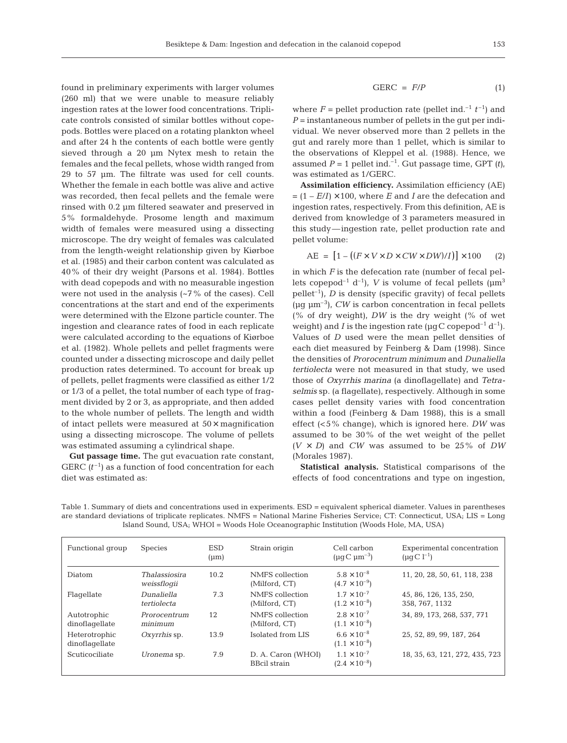found in preliminary experiments with larger volumes (260 ml) that we were unable to measure reliably ingestion rates at the lower food concentrations. Triplicate controls consisted of similar bottles without copepods. Bottles were placed on a rotating plankton wheel and after 24 h the contents of each bottle were gently sieved through a 20 µm Nytex mesh to retain the females and the fecal pellets, whose width ranged from 29 to 57 µm. The filtrate was used for cell counts. Whether the female in each bottle was alive and active was recorded, then fecal pellets and the female were rinsed with 0.2 µm filtered seawater and preserved in 5% formaldehyde. Prosome length and maximum width of females were measured using a dissecting microscope. The dry weight of females was calculated from the length-weight relationship given by Kiørboe et al. (1985) and their carbon content was calculated as 40% of their dry weight (Parsons et al. 1984). Bottles with dead copepods and with no measurable ingestion were not used in the analysis (~7% of the cases). Cell concentrations at the start and end of the experiments were determined with the Elzone particle counter. The ingestion and clearance rates of food in each replicate were calculated according to the equations of Kiørboe et al. (1982). Whole pellets and pellet fragments were counted under a dissecting microscope and daily pellet production rates determined. To account for break up of pellets, pellet fragments were classified as either 1/2 or 1/3 of a pellet, the total number of each type of fragment divided by 2 or 3, as appropriate, and then added to the whole number of pellets. The length and width of intact pellets were measured at 50 × magnification using a dissecting microscope. The volume of pellets was estimated assuming a cylindrical shape.

**Gut passage time.** The gut evacuation rate constant, GERC ($t^{-1}$) as a function of food concentration for each diet was estimated as:

$$\text{GERC} = F/P \tag{1}$$

where $F$ = pellet production rate (pellet ind.$^{-1}$ $t^{-1}$) and $P$ = instantaneous number of pellets in the gut per individual. We never observed more than 2 pellets in the gut and rarely more than 1 pellet, which is similar to the observations of Kleppel et al. (1988). Hence, we assumed $P$ = 1 pellet ind.$^{-1}$. Gut passage time, GPT ($t$), was estimated as 1/GERC.

**Assimilation efficiency.** Assimilation efficiency (AE) = $(1 - E/I) \times 100$, where $E$ and $I$ are the defecation and ingestion rates, respectively. From this definition, AE is derived from knowledge of 3 parameters measured in this study—ingestion rate, pellet production rate and pellet volume:

$$\text{AE} = \left[1 - \left((F \times V \times D \times CW \times DW)/I\right)\right] \times 100 \tag{2}$$

in which $F$ is the defecation rate (number of fecal pellets copepod$^{-1}$ d$^{-1}$), $V$ is volume of fecal pellets (µm$^3$ pellet$^{-1}$), $D$ is density (specific gravity) of fecal pellets (µg µm$^{-3}$), $CW$ is carbon concentration in fecal pellets (% of dry weight), $DW$ is the dry weight (% of wet weight) and $I$ is the ingestion rate (µgC copepod$^{-1}$ d$^{-1}$). Values of $D$ used were the mean pellet densities of each diet measured by Feinberg & Dam (1998). Since the densities of *Prorocentrum minimum* and *Dunaliella tertiolecta* were not measured in that study, we used those of *Oxyrrhis marina* (a dinoflagellate) and *Tetraselmis* sp. (a flagellate), respectively. Although in some cases pellet density varies with food concentration within a food (Feinberg & Dam 1988), this is a small effect (<5% change), which is ignored here. $DW$ was assumed to be 30% of the wet weight of the pellet ($V \times D$) and $CW$ was assumed to be 25% of $DW$ (Morales 1987).

**Statistical analysis.** Statistical comparisons of the effects of food concentrations and type on ingestion,

Table 1. Summary of diets and concentrations used in experiments. ESD = equivalent spherical diameter. Values in parentheses are standard deviations of triplicate replicates. NMFS = National Marine Fisheries Service; CT: Connecticut, USA; LIS = Long Island Sound, USA; WHOI = Woods Hole Oceanographic Institution (Woods Hole, MA, USA)

| Functional group | Species | ESD (µm) | Strain origin | Cell carbon (µgC µm$^{-3}$) | Experimental concentration (µgC l$^{-1}$) |
|---|---|---|---|---|---|
| Diatom | *Thalassiosira weissflogii* | 10.2 | NMFS collection (Milford, CT) | $5.8 \times 10^{-8}$ ($4.7 \times 10^{-9}$) | 11, 20, 28, 50, 61, 118, 238 |
| Flagellate | *Dunaliella tertiolecta* | 7.3 | NMFS collection (Milford, CT) | $1.7 \times 10^{-7}$ ($1.2 \times 10^{-8}$) | 45, 86, 126, 135, 250, 358, 767, 1132 |
| Autotrophic dinoflagellate | *Prorocentrum minimum* | 12 | NMFS collection (Milford, CT) | $2.8 \times 10^{-7}$ ($1.1 \times 10^{-8}$) | 34, 89, 173, 268, 537, 771 |
| Heterotrophic dinoflagellate | *Oxyrrhis* sp. | 13.9 | Isolated from LIS | $6.6 \times 10^{-8}$ ($1.1 \times 10^{-8}$) | 25, 52, 89, 99, 187, 264 |
| Scuticociliate | *Uronema* sp. | 7.9 | D. A. Caron (WHOI) BBcil strain | $1.1 \times 10^{-7}$ ($2.4 \times 10^{-8}$) | 18, 35, 63, 121, 272, 435, 723 |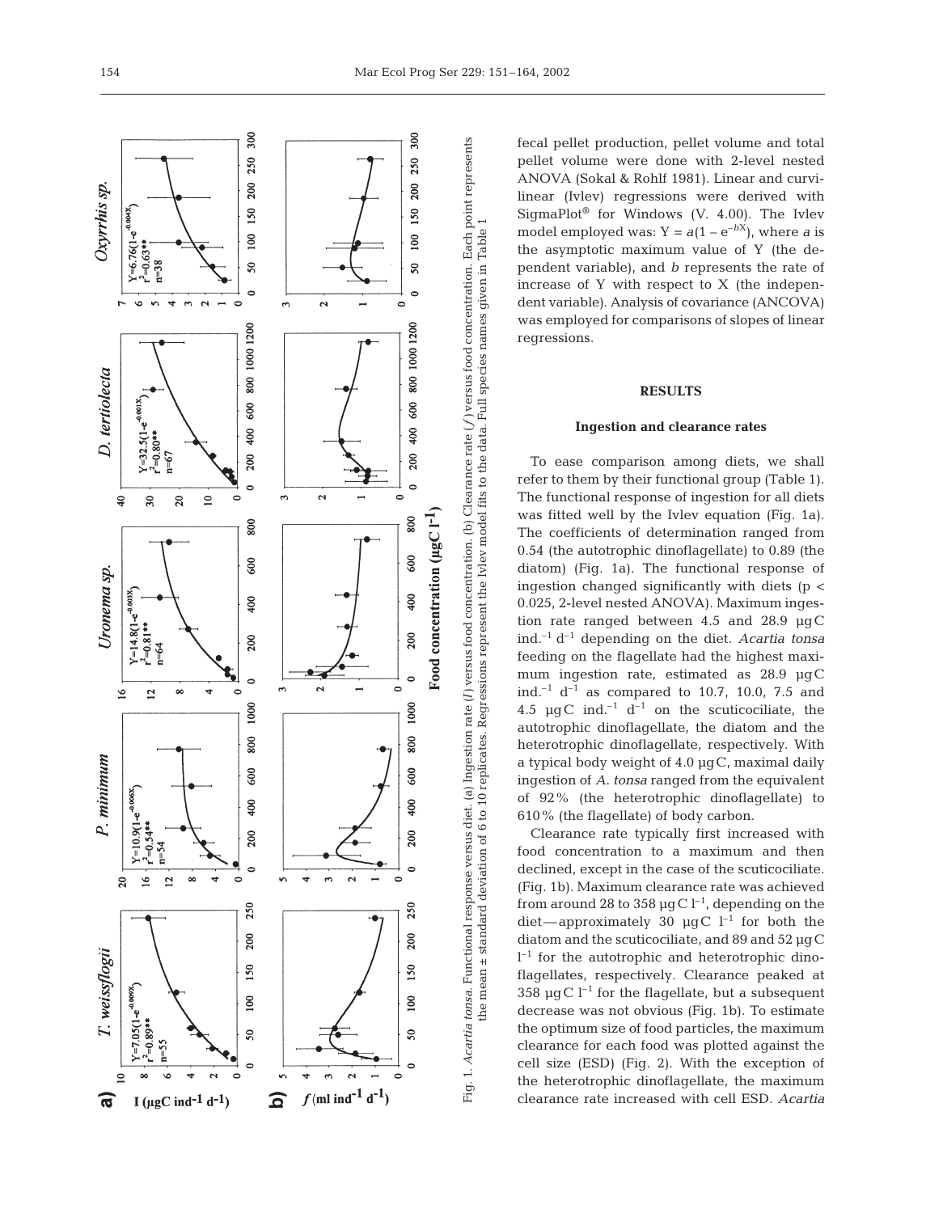Fig. 1. *Acartia tonsa.* Functional response versus diet. (a) Ingestion rate (*I*) versus food concentration. (b) Clearance rate (*f*) versus food concentration. Each point represents the mean ± standard deviation of 6 to 10 replicates. Regressions represent the Ivlev model fits to the data. Full species names given in Table 1

fecal pellet production, pellet volume and total pellet volume were done with 2-level nested ANOVA (Sokal & Rohlf 1981). Linear and curvilinear (Ivlev) regressions were derived with SigmaPlot® for Windows (V. 4.00). The Ivlev model employed was: $Y = a(1 - e^{-bX})$, where *a* is the asymptotic maximum value of Y (the dependent variable), and *b* represents the rate of increase of Y with respect to X (the independent variable). Analysis of covariance (ANCOVA) was employed for comparisons of slopes of linear regressions.

## RESULTS

### Ingestion and clearance rates

To ease comparison among diets, we shall refer to them by their functional group (Table 1). The functional response of ingestion for all diets was fitted well by the Ivlev equation (Fig. 1a). The coefficients of determination ranged from 0.54 (the autotrophic dinoflagellate) to 0.89 (the diatom) (Fig. 1a). The functional response of ingestion changed significantly with diets ($p < 0.025$, 2-level nested ANOVA). Maximum ingestion rate ranged between 4.5 and 28.9 µgC ind.$^{-1}$ d$^{-1}$ depending on the diet. *Acartia tonsa* feeding on the flagellate had the highest maximum ingestion rate, estimated as 28.9 µgC ind.$^{-1}$ d$^{-1}$ as compared to 10.7, 10.0, 7.5 and 4.5 µgC ind.$^{-1}$ d$^{-1}$ on the scuticociliate, the autotrophic dinoflagellate, the diatom and the heterotrophic dinoflagellate, respectively. With a typical body weight of 4.0 µgC, maximal daily ingestion of *A. tonsa* ranged from the equivalent of 92% (the heterotrophic dinoflagellate) to 610% (the flagellate) of body carbon.

Clearance rate typically first increased with food concentration to a maximum and then declined, except in the case of the scuticociliate. (Fig. 1b). Maximum clearance rate was achieved from around 28 to 358 µgC l$^{-1}$, depending on the diet—approximately 30 µgC l$^{-1}$ for both the diatom and the scuticociliate, and 89 and 52 µgC l$^{-1}$ for the autotrophic and heterotrophic dinoflagellates, respectively. Clearance peaked at 358 µgC l$^{-1}$ for the flagellate, but a subsequent decrease was not obvious (Fig. 1b). To estimate the optimum size of food particles, the maximum clearance for each food was plotted against the cell size (ESD) (Fig. 2). With the exception of the heterotrophic dinoflagellate, the maximum clearance rate increased with cell ESD. *Acartia*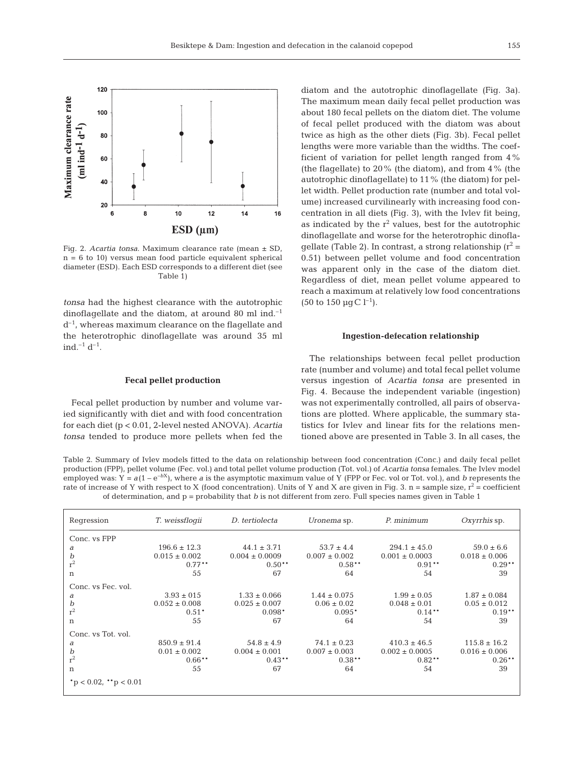Fig. 2. *Acartia tonsa*. Maximum clearance rate (mean ± SD, n = 6 to 10) versus mean food particle equivalent spherical diameter (ESD). Each ESD corresponds to a different diet (see Table 1)

*tonsa* had the highest clearance with the autotrophic dinoflagellate and the diatom, at around 80 ml ind.$^{-1}$ d$^{-1}$, whereas maximum clearance on the flagellate and the heterotrophic dinoflagellate was around 35 ml ind.$^{-1}$ d$^{-1}$.

### Fecal pellet production

Fecal pellet production by number and volume varied significantly with diet and with food concentration for each diet ($p < 0.01$, 2-level nested ANOVA). *Acartia tonsa* tended to produce more pellets when fed the diatom and the autotrophic dinoflagellate (Fig. 3a). The maximum mean daily fecal pellet production was about 180 fecal pellets on the diatom diet. The volume of fecal pellet produced with the diatom was about twice as high as the other diets (Fig. 3b). Fecal pellet lengths were more variable than the widths. The coefficient of variation for pellet length ranged from 4% (the flagellate) to 20% (the diatom), and from 4% (the autotrophic dinoflagellate) to 11% (the diatom) for pellet width. Pellet production rate (number and total volume) increased curvilinearly with increasing food concentration in all diets (Fig. 3), with the Ivlev fit being, as indicated by the $r^2$ values, best for the autotrophic dinoflagellate and worse for the heterotrophic dinoflagellate (Table 2). In contrast, a strong relationship ($r^2$ = 0.51) between pellet volume and food concentration was apparent only in the case of the diatom diet. Regardless of diet, mean pellet volume appeared to reach a maximum at relatively low food concentrations (50 to 150 µg C l$^{-1}$).

### Ingestion-defecation relationship

The relationships between fecal pellet production rate (number and volume) and total fecal pellet volume versus ingestion of *Acartia tonsa* are presented in Fig. 4. Because the independent variable (ingestion) was not experimentally controlled, all pairs of observations are plotted. Where applicable, the summary statistics for Ivlev and linear fits for the relations mentioned above are presented in Table 3. In all cases, the

Table 2. Summary of Ivlev models fitted to the data on relationship between food concentration (Conc.) and daily fecal pellet production (FPP), pellet volume (Fec. vol.) and total pellet volume production (Tot. vol.) of *Acartia tonsa* females. The Ivlev model employed was: $Y = a(1 - e^{-bX})$, where *a* is the asymptotic maximum value of Y (FPP or Fec. vol or Tot. vol.), and *b* represents the rate of increase of Y with respect to X (food concentration). Units of Y and X are given in Fig. 3. n = sample size, $r^2$ = coefficient of determination, and p = probability that *b* is not different from zero. Full species names given in Table 1

| Regression | *T. weissflogii* | *D. tertiolecta* | *Uronema* sp. | *P. minimum* | *Oxyrrhis* sp. |
|---|---|---|---|---|---|
| Conc. vs FPP | | | | | |
| *a* | 196.6 ± 12.3 | 44.1 ± 3.71 | 53.7 ± 4.4 | 294.1 ± 45.0 | 59.0 ± 6.6 |
| *b* | 0.015 ± 0.002 | 0.004 ± 0.0009 | 0.007 ± 0.002 | 0.001 ± 0.0003 | 0.018 ± 0.006 |
| $r^2$ | 0.77** | 0.50** | 0.58** | 0.91** | 0.29** |
| n | 55 | 67 | 64 | 54 | 39 |
| Conc. vs Fec. vol. | | | | | |
| *a* | 3.93 ± 015 | 1.33 ± 0.066 | 1.44 ± 0.075 | 1.99 ± 0.05 | 1.87 ± 0.084 |
| *b* | 0.052 ± 0.008 | 0.025 ± 0.007 | 0.06 ± 0.02 | 0.048 ± 0.01 | 0.05 ± 0.012 |
| $r^2$ | 0.51* | 0.098* | 0.095* | 0.14** | 0.19** |
| n | 55 | 67 | 64 | 54 | 39 |
| Conc. vs Tot. vol. | | | | | |
| *a* | 850.9 ± 91.4 | 54.8 ± 4.9 | 74.1 ± 0.23 | 410.3 ± 46.5 | 115.8 ± 16.2 |
| *b* | 0.01 ± 0.002 | 0.004 ± 0.001 | 0.007 ± 0.003 | 0.002 ± 0.0005 | 0.016 ± 0.006 |
| $r^2$ | 0.66** | 0.43** | 0.38** | 0.82** | 0.26** |
| n | 55 | 67 | 64 | 54 | 39 |

*$p < 0.02$, **$p < 0.01$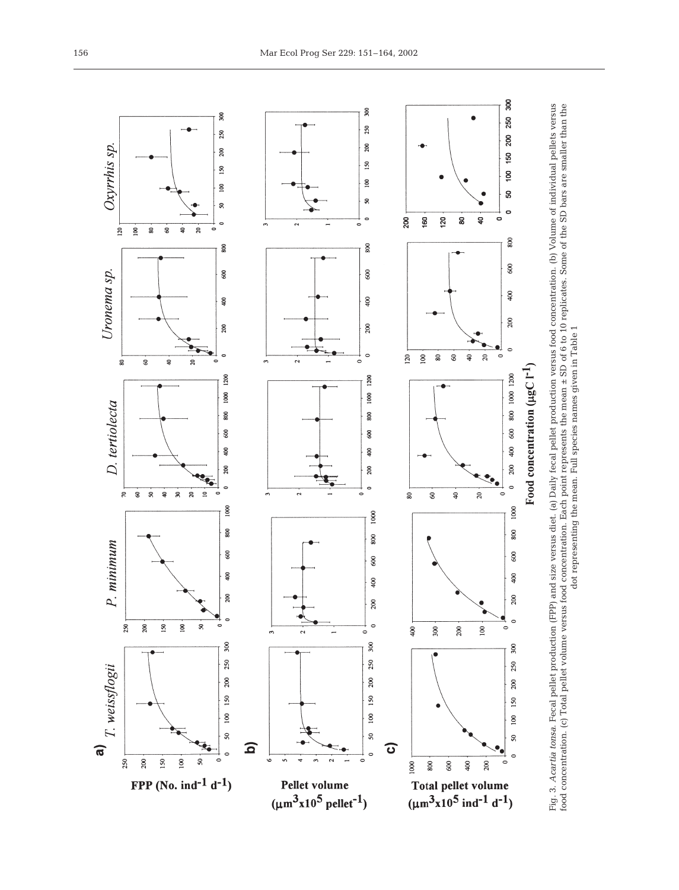Fig. 3. *Acartia tonsa.* Fecal pellet production (FPP) and size versus diet. (a) Daily fecal pellet production versus food concentration. (b) Volume of individual pellets versus food concentration. (c) Total pellet volume versus food concentration. Each point represents the mean ± SD of 6 to 10 replicates. Some of the SD bars are smaller than the dot representing the mean. Full species names given in Table 1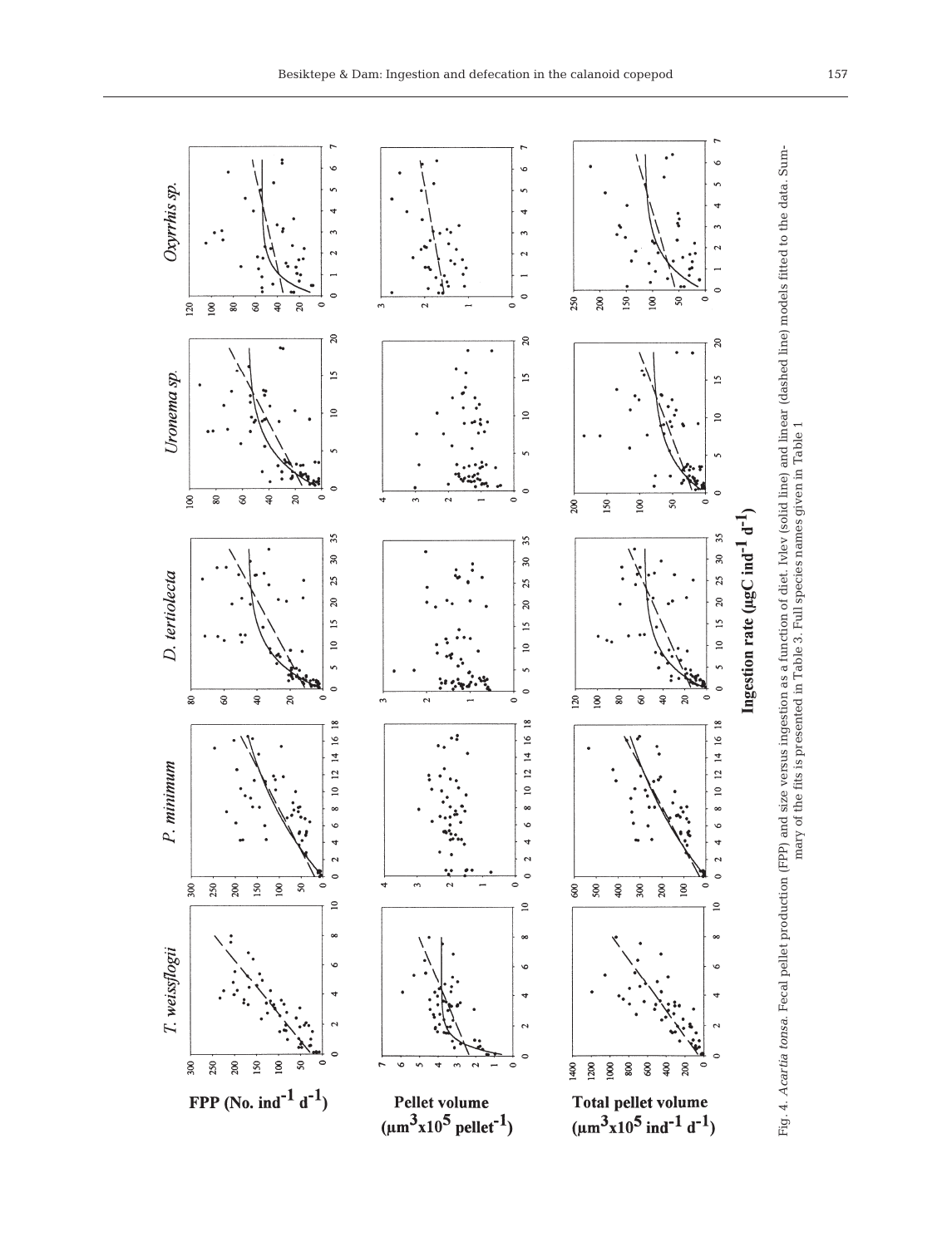Fig. 4. *Acartia tonsa*. Fecal pellet production (FPP) and size versus ingestion as a function of diet. Ivlev (solid line) and linear (dashed line) models fitted to the data. Summary of the fits is presented in Table 3. Full species names given in Table 1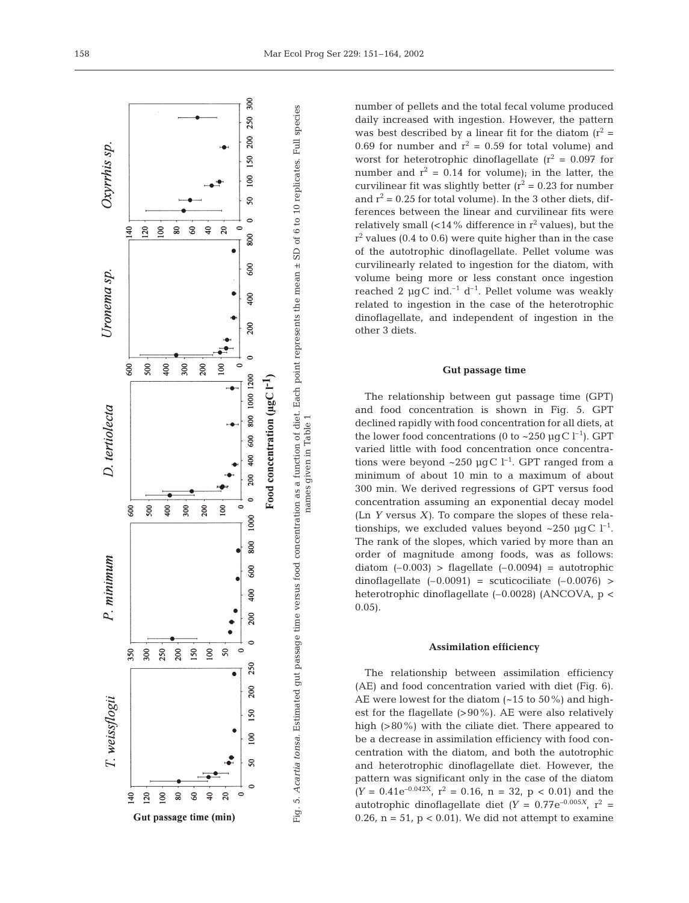Fig. 5. *Acartia tonsa*. Estimated gut passage time versus food concentration as a function of diet. Each point represents the mean ± SD of 6 to 10 replicates. Full species names given in Table 1

number of pellets and the total fecal volume produced daily increased with ingestion. However, the pattern was best described by a linear fit for the diatom ($r^2$ = 0.69 for number and $r^2$ = 0.59 for total volume) and worst for heterotrophic dinoflagellate ($r^2$ = 0.097 for number and $r^2$ = 0.14 for volume); in the latter, the curvilinear fit was slightly better ($r^2$ = 0.23 for number and $r^2$ = 0.25 for total volume). In the 3 other diets, differences between the linear and curvilinear fits were relatively small (<14% difference in $r^2$ values), but the $r^2$ values (0.4 to 0.6) were quite higher than in the case of the autotrophic dinoflagellate. Pellet volume was curvilinearly related to ingestion for the diatom, with volume being more or less constant once ingestion reached 2 µgC ind.$^{-1}$ d$^{-1}$. Pellet volume was weakly related to ingestion in the case of the heterotrophic dinoflagellate, and independent of ingestion in the other 3 diets.

### Gut passage time

The relationship between gut passage time (GPT) and food concentration is shown in Fig. 5. GPT declined rapidly with food concentration for all diets, at the lower food concentrations (0 to ~250 µgC l$^{-1}$). GPT varied little with food concentration once concentrations were beyond ~250 µgC l$^{-1}$. GPT ranged from a minimum of about 10 min to a maximum of about 300 min. We derived regressions of GPT versus food concentration assuming an exponential decay model (Ln *Y* versus *X*). To compare the slopes of these relationships, we excluded values beyond ~250 µgC l$^{-1}$. The rank of the slopes, which varied by more than an order of magnitude among foods, was as follows: diatom (–0.003) > flagellate (–0.0094) = autotrophic dinoflagellate (–0.0091) = scuticociliate (–0.0076) > heterotrophic dinoflagellate (–0.0028) (ANCOVA, $p < 0.05$).

### Assimilation efficiency

The relationship between assimilation efficiency (AE) and food concentration varied with diet (Fig. 6). AE were lowest for the diatom (~15 to 50%) and highest for the flagellate (>90%). AE were also relatively high (>80%) with the ciliate diet. There appeared to be a decrease in assimilation efficiency with food concentration with the diatom, and both the autotrophic and heterotrophic dinoflagellate diet. However, the pattern was significant only in the case of the diatom ($Y = 0.41e^{-0.042X}$, $r^2$ = 0.16, n = 32, $p < 0.01$) and the autotrophic dinoflagellate diet ($Y = 0.77e^{-0.005X}$, $r^2$ = 0.26, n = 51, $p < 0.01$). We did not attempt to examine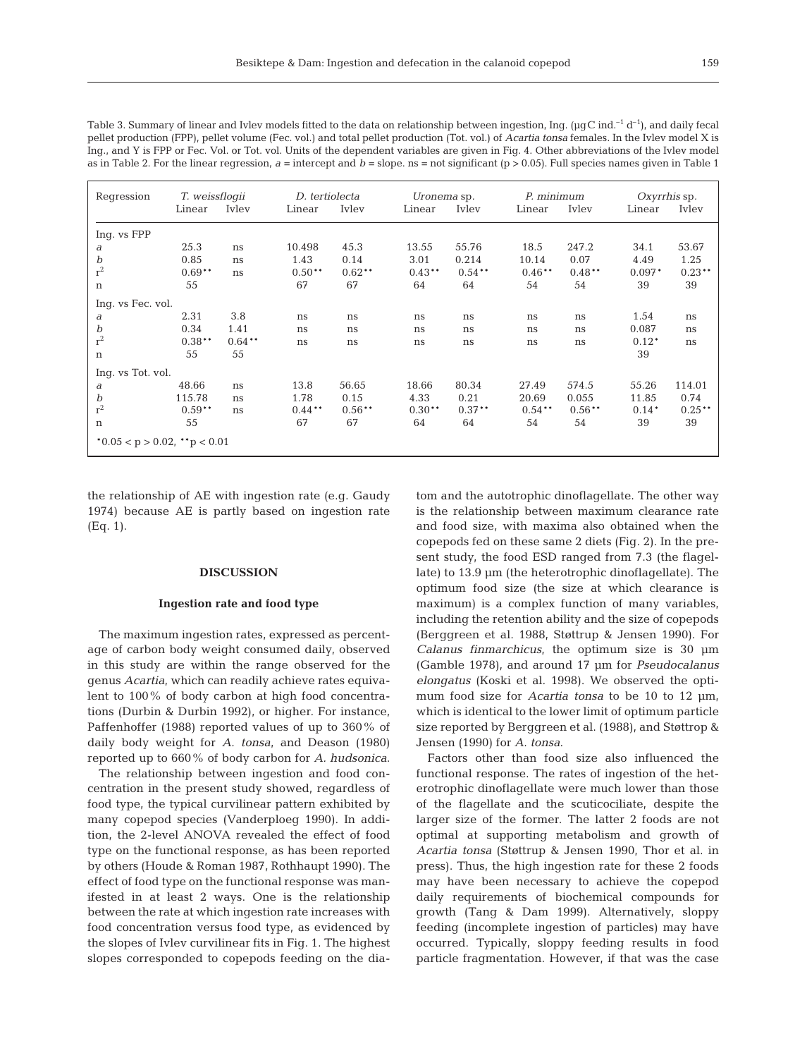Table 3. Summary of linear and Ivlev models fitted to the data on relationship between ingestion, Ing. (µgC ind.$^{-1}$ d$^{-1}$), and daily fecal pellet production (FPP), pellet volume (Fec. vol.) and total pellet production (Tot. vol.) of *Acartia tonsa* females. In the Ivlev model X is Ing., and Y is FPP or Fec. Vol. or Tot. vol. Units of the dependent variables are given in Fig. 4. Other abbreviations of the Ivlev model as in Table 2. For the linear regression, *a* = intercept and *b* = slope. ns = not significant (p > 0.05). Full species names given in Table 1

| Regression | *T. weissflogii* | | *D. tertiolecta* | | *Uronema* sp. | | *P. minimum* | | *Oxyrrhis* sp. | |
|---|---|---|---|---|---|---|---|---|---|---|
| | Linear | Ivlev | Linear | Ivlev | Linear | Ivlev | Linear | Ivlev | Linear | Ivlev |
| Ing. vs FPP | | | | | | | | | | |
| *a* | 25.3 | ns | 10.498 | 45.3 | 13.55 | 55.76 | 18.5 | 247.2 | 34.1 | 53.67 |
| *b* | 0.85 | ns | 1.43 | 0.14 | 3.01 | 0.214 | 10.14 | 0.07 | 4.49 | 1.25 |
| $r^2$ | 0.69** | ns | 0.50** | 0.62** | 0.43** | 0.54** | 0.46** | 0.48** | 0.097* | 0.23** |
| n | 55 | | 67 | 67 | 64 | 64 | 54 | 54 | 39 | 39 |
| Ing. vs Fec. vol. | | | | | | | | | | |
| *a* | 2.31 | 3.8 | ns | ns | ns | ns | ns | ns | 1.54 | ns |
| *b* | 0.34 | 1.41 | ns | ns | ns | ns | ns | ns | 0.087 | ns |
| $r^2$ | 0.38** | 0.64** | ns | ns | ns | ns | ns | ns | 0.12* | ns |
| n | 55 | 55 | | | | | | | 39 | |
| Ing. vs Tot. vol. | | | | | | | | | | |
| *a* | 48.66 | ns | 13.8 | 56.65 | 18.66 | 80.34 | 27.49 | 574.5 | 55.26 | 114.01 |
| *b* | 115.78 | ns | 1.78 | 0.15 | 4.33 | 0.21 | 20.69 | 0.055 | 11.85 | 0.74 |
| $r^2$ | 0.59** | ns | 0.44** | 0.56** | 0.30** | 0.37** | 0.54** | 0.56** | 0.14* | 0.25** |
| n | 55 | | 67 | 67 | 64 | 64 | 54 | 54 | 39 | 39 |

*0.05 < p > 0.02, **p < 0.01

the relationship of AE with ingestion rate (e.g. Gaudy 1974) because AE is partly based on ingestion rate (Eq. 1).

## DISCUSSION

### Ingestion rate and food type

The maximum ingestion rates, expressed as percentage of carbon body weight consumed daily, observed in this study are within the range observed for the genus *Acartia*, which can readily achieve rates equivalent to 100% of body carbon at high food concentrations (Durbin & Durbin 1992), or higher. For instance, Paffenhoffer (1988) reported values of up to 360% of daily body weight for *A. tonsa*, and Deason (1980) reported up to 660% of body carbon for *A. hudsonica*.

The relationship between ingestion and food concentration in the present study showed, regardless of food type, the typical curvilinear pattern exhibited by many copepod species (Vanderploeg 1990). In addition, the 2-level ANOVA revealed the effect of food type on the functional response, as has been reported by others (Houde & Roman 1987, Rothhaupt 1990). The effect of food type on the functional response was manifested in at least 2 ways. One is the relationship between the rate at which ingestion rate increases with food concentration versus food type, as evidenced by the slopes of Ivlev curvilinear fits in Fig. 1. The highest slopes corresponded to copepods feeding on the diatom and the autotrophic dinoflagellate. The other way is the relationship between maximum clearance rate and food size, with maxima also obtained when the copepods fed on these same 2 diets (Fig. 2). In the present study, the food ESD ranged from 7.3 (the flagellate) to 13.9 µm (the heterotrophic dinoflagellate). The optimum food size (the size at which clearance is maximum) is a complex function of many variables, including the retention ability and the size of copepods (Berggreen et al. 1988, Støttrup & Jensen 1990). For *Calanus finmarchicus*, the optimum size is 30 µm (Gamble 1978), and around 17 µm for *Pseudocalanus elongatus* (Koski et al. 1998). We observed the optimum food size for *Acartia tonsa* to be 10 to 12 µm, which is identical to the lower limit of optimum particle size reported by Berggreen et al. (1988), and Støttrop & Jensen (1990) for *A. tonsa*.

Factors other than food size also influenced the functional response. The rates of ingestion of the heterotrophic dinoflagellate were much lower than those of the flagellate and the scuticociliate, despite the larger size of the former. The latter 2 foods are not optimal at supporting metabolism and growth of *Acartia tonsa* (Støttrup & Jensen 1990, Thor et al. in press). Thus, the high ingestion rate for these 2 foods may have been necessary to achieve the copepod daily requirements of biochemical compounds for growth (Tang & Dam 1999). Alternatively, sloppy feeding (incomplete ingestion of particles) may have occurred. Typically, sloppy feeding results in food particle fragmentation. However, if that was the case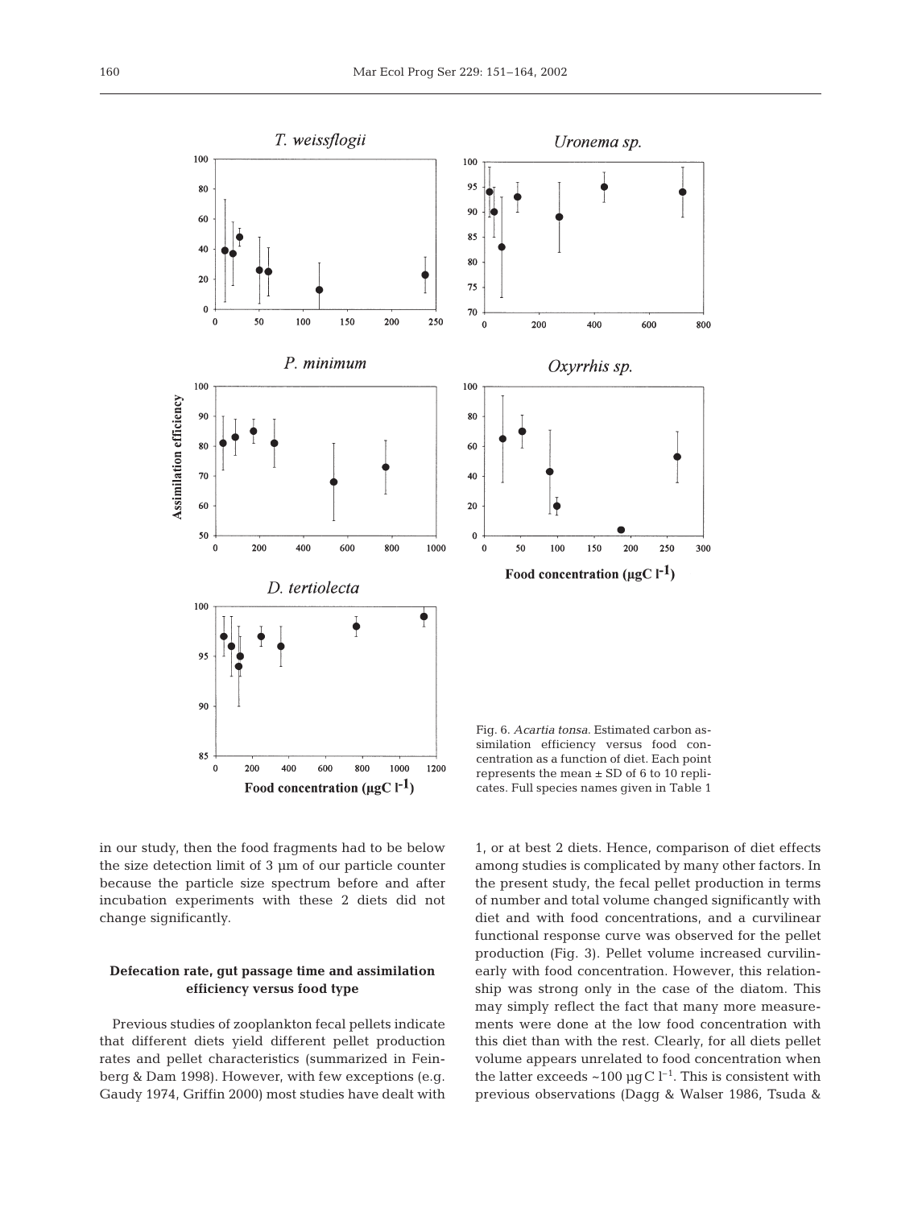Fig. 6. *Acartia tonsa*. Estimated carbon assimilation efficiency versus food concentration as a function of diet. Each point represents the mean ± SD of 6 to 10 replicates. Full species names given in Table 1

in our study, then the food fragments had to be below the size detection limit of 3 µm of our particle counter because the particle size spectrum before and after incubation experiments with these 2 diets did not change significantly.

### Defecation rate, gut passage time and assimilation efficiency versus food type

Previous studies of zooplankton fecal pellets indicate that different diets yield different pellet production rates and pellet characteristics (summarized in Feinberg & Dam 1998). However, with few exceptions (e.g. Gaudy 1974, Griffin 2000) most studies have dealt with 1, or at best 2 diets. Hence, comparison of diet effects among studies is complicated by many other factors. In the present study, the fecal pellet production in terms of number and total volume changed significantly with diet and with food concentrations, and a curvilinear functional response curve was observed for the pellet production (Fig. 3). Pellet volume increased curvilinearly with food concentration. However, this relationship was strong only in the case of the diatom. This may simply reflect the fact that many more measurements were done at the low food concentration with this diet than with the rest. Clearly, for all diets pellet volume appears unrelated to food concentration when the latter exceeds ~100 µg C $l^{-1}$. This is consistent with previous observations (Dagg & Walser 1986, Tsuda &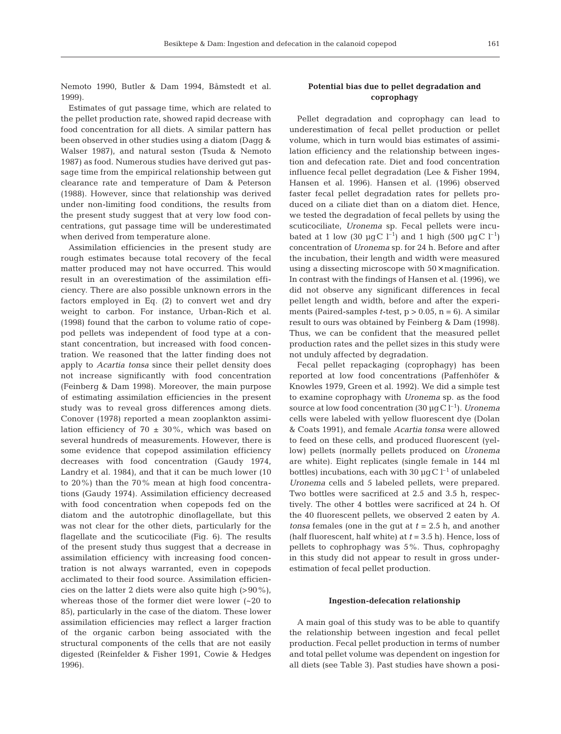Nemoto 1990, Butler & Dam 1994, Båmstedt et al. 1999).

Estimates of gut passage time, which are related to the pellet production rate, showed rapid decrease with food concentration for all diets. A similar pattern has been observed in other studies using a diatom (Dagg & Walser 1987), and natural seston (Tsuda & Nemoto 1987) as food. Numerous studies have derived gut passage time from the empirical relationship between gut clearance rate and temperature of Dam & Peterson (1988). However, since that relationship was derived under non-limiting food conditions, the results from the present study suggest that at very low food concentrations, gut passage time will be underestimated when derived from temperature alone.

Assimilation efficiencies in the present study are rough estimates because total recovery of the fecal matter produced may not have occurred. This would result in an overestimation of the assimilation efficiency. There are also possible unknown errors in the factors employed in Eq. (2) to convert wet and dry weight to carbon. For instance, Urban-Rich et al. (1998) found that the carbon to volume ratio of copepod pellets was independent of food type at a constant concentration, but increased with food concentration. We reasoned that the latter finding does not apply to *Acartia tonsa* since their pellet density does not increase significantly with food concentration (Feinberg & Dam 1998). Moreover, the main purpose of estimating assimilation efficiencies in the present study was to reveal gross differences among diets. Conover (1978) reported a mean zooplankton assimilation efficiency of 70 ± 30%, which was based on several hundreds of measurements. However, there is some evidence that copepod assimilation efficiency decreases with food concentration (Gaudy 1974, Landry et al. 1984), and that it can be much lower (10 to 20%) than the 70% mean at high food concentrations (Gaudy 1974). Assimilation efficiency decreased with food concentration when copepods fed on the diatom and the autotrophic dinoflagellate, but this was not clear for the other diets, particularly for the flagellate and the scuticociliate (Fig. 6). The results of the present study thus suggest that a decrease in assimilation efficiency with increasing food concentration is not always warranted, even in copepods acclimated to their food source. Assimilation efficiencies on the latter 2 diets were also quite high (>90%), whereas those of the former diet were lower (~20 to 85), particularly in the case of the diatom. These lower assimilation efficiencies may reflect a larger fraction of the organic carbon being associated with the structural components of the cells that are not easily digested (Reinfelder & Fisher 1991, Cowie & Hedges 1996).

**Potential bias due to pellet degradation and coprophagy**

Pellet degradation and coprophagy can lead to underestimation of fecal pellet production or pellet volume, which in turn would bias estimates of assimilation efficiency and the relationship between ingestion and defecation rate. Diet and food concentration influence fecal pellet degradation (Lee & Fisher 1994, Hansen et al. 1996). Hansen et al. (1996) observed faster fecal pellet degradation rates for pellets produced on a ciliate diet than on a diatom diet. Hence, we tested the degradation of fecal pellets by using the scuticociliate, *Uronema* sp. Fecal pellets were incubated at 1 low (30 µg C $l^{-1}$) and 1 high (500 µg C $l^{-1}$) concentration of *Uronema* sp. for 24 h. Before and after the incubation, their length and width were measured using a dissecting microscope with 50× magnification. In contrast with the findings of Hansen et al. (1996), we did not observe any significant differences in fecal pellet length and width, before and after the experiments (Paired-samples *t*-test, $p > 0.05$, $n = 6$). A similar result to ours was obtained by Feinberg & Dam (1998). Thus, we can be confident that the measured pellet production rates and the pellet sizes in this study were not unduly affected by degradation.

Fecal pellet repackaging (coprophagy) has been reported at low food concentrations (Paffenhöfer & Knowles 1979, Green et al. 1992). We did a simple test to examine coprophagy with *Uronema* sp. as the food source at low food concentration (30 µg C $l^{-1}$). *Uronema* cells were labeled with yellow fluorescent dye (Dolan & Coats 1991), and female *Acartia tonsa* were allowed to feed on these cells, and produced fluorescent (yellow) pellets (normally pellets produced on *Uronema* are white). Eight replicates (single female in 144 ml bottles) incubations, each with 30 µg C $l^{-1}$ of unlabeled *Uronema* cells and 5 labeled pellets, were prepared. Two bottles were sacrificed at 2.5 and 3.5 h, respectively. The other 4 bottles were sacrificed at 24 h. Of the 40 fluorescent pellets, we observed 2 eaten by *A. tonsa* females (one in the gut at $t = 2.5$ h, and another (half fluorescent, half white) at $t = 3.5$ h). Hence, loss of pellets to cophrophagy was 5%. Thus, cophropaghy in this study did not appear to result in gross underestimation of fecal pellet production.

**Ingestion-defecation relationship**

A main goal of this study was to be able to quantify the relationship between ingestion and fecal pellet production. Fecal pellet production in terms of number and total pellet volume was dependent on ingestion for all diets (see Table 3). Past studies have shown a posi-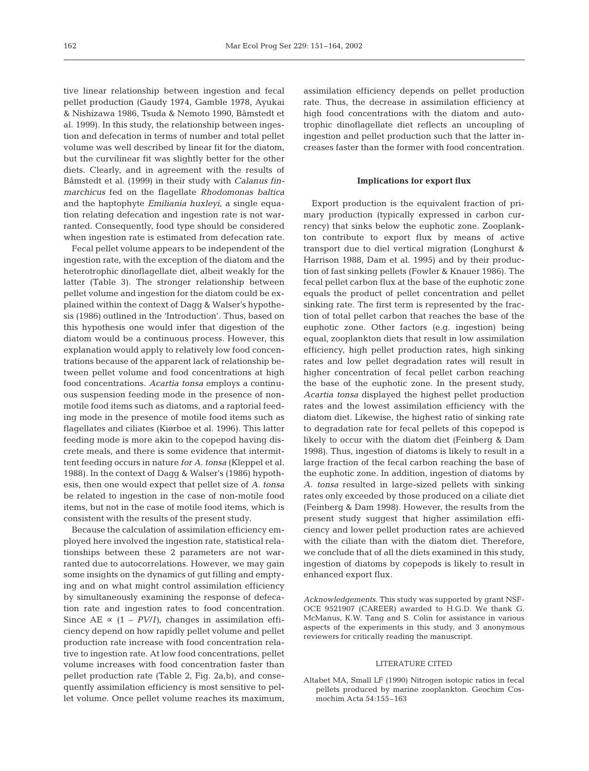tive linear relationship between ingestion and fecal pellet production (Gaudy 1974, Gamble 1978, Ayukai & Nishizawa 1986, Tsuda & Nemoto 1990, Båmstedt et al. 1999). In this study, the relationship between ingestion and defecation in terms of number and total pellet volume was well described by linear fit for the diatom, but the curvilinear fit was slightly better for the other diets. Clearly, and in agreement with the results of Båmstedt et al. (1999) in their study with *Calanus finmarchicus* fed on the flagellate *Rhodomonas baltica* and the haptophyte *Emiliania huxleyi*, a single equation relating defecation and ingestion rate is not warranted. Consequently, food type should be considered when ingestion rate is estimated from defecation rate.

Fecal pellet volume appears to be independent of the ingestion rate, with the exception of the diatom and the heterotrophic dinoflagellate diet, albeit weakly for the latter (Table 3). The stronger relationship between pellet volume and ingestion for the diatom could be explained within the context of Dagg & Walser's hypothesis (1986) outlined in the 'Introduction'. Thus, based on this hypothesis one would infer that digestion of the diatom would be a continuous process. However, this explanation would apply to relatively low food concentrations because of the apparent lack of relationship between pellet volume and food concentrations at high food concentrations. *Acartia tonsa* employs a continuous suspension feeding mode in the presence of non-motile food items such as diatoms, and a raptorial feeding mode in the presence of motile food items such as flagellates and ciliates (Kiørboe et al. 1996). This latter feeding mode is more akin to the copepod having discrete meals, and there is some evidence that intermittent feeding occurs in nature *for A. tonsa* (Kleppel et al. 1988). In the context of Dagg & Walser's (1986) hypothesis, then one would expect that pellet size of *A. tonsa* be related to ingestion in the case of non-motile food items, but not in the case of motile food items, which is consistent with the results of the present study.

Because the calculation of assimilation efficiency employed here involved the ingestion rate, statistical relationships between these 2 parameters are not warranted due to autocorrelations. However, we may gain some insights on the dynamics of gut filling and emptying and on what might control assimilation efficiency by simultaneously examining the response of defecation rate and ingestion rates to food concentration. Since AE $\propto$ $(1 - PV/I)$, changes in assimilation efficiency depend on how rapidly pellet volume and pellet production rate increase with food concentration relative to ingestion rate. At low food concentrations, pellet volume increases with food concentration faster than pellet production rate (Table 2, Fig. 2a,b), and consequently assimilation efficiency is most sensitive to pellet volume. Once pellet volume reaches its maximum, assimilation efficiency depends on pellet production rate. Thus, the decrease in assimilation efficiency at high food concentrations with the diatom and autotrophic dinoflagellate diet reflects an uncoupling of ingestion and pellet production such that the latter increases faster than the former with food concentration.

## Implications for export flux

Export production is the equivalent fraction of primary production (typically expressed in carbon currency) that sinks below the euphotic zone. Zooplankton contribute to export flux by means of active transport due to diel vertical migration (Longhurst & Harrison 1988, Dam et al. 1995) and by their production of fast sinking pellets (Fowler & Knauer 1986). The fecal pellet carbon flux at the base of the euphotic zone equals the product of pellet concentration and pellet sinking rate. The first term is represented by the fraction of total pellet carbon that reaches the base of the euphotic zone. Other factors (e.g. ingestion) being equal, zooplankton diets that result in low assimilation efficiency, high pellet production rates, high sinking rates and low pellet degradation rates will result in higher concentration of fecal pellet carbon reaching the base of the euphotic zone. In the present study, *Acartia tonsa* displayed the highest pellet production rates and the lowest assimilation efficiency with the diatom diet. Likewise, the highest ratio of sinking rate to degradation rate for fecal pellets of this copepod is likely to occur with the diatom diet (Feinberg & Dam 1998). Thus, ingestion of diatoms is likely to result in a large fraction of the fecal carbon reaching the base of the euphotic zone. In addition, ingestion of diatoms by *A. tonsa* resulted in large-sized pellets with sinking rates only exceeded by those produced on a ciliate diet (Feinberg & Dam 1998). However, the results from the present study suggest that higher assimilation efficiency and lower pellet production rates are achieved with the ciliate than with the diatom diet. Therefore, we conclude that of all the diets examined in this study, ingestion of diatoms by copepods is likely to result in enhanced export flux.

*Acknowledgements.* This study was supported by grant NSF-OCE 9521907 (CAREER) awarded to H.G.D. We thank G. McManus, K.W. Tang and S. Colin for assistance in various aspects of the experiments in this study, and 3 anonymous reviewers for critically reading the manuscript.

## LITERATURE CITED

Altabet MA, Small LF (1990) Nitrogen isotopic ratios in fecal pellets produced by marine zooplankton. Geochim Cosmochim Acta 54:155–163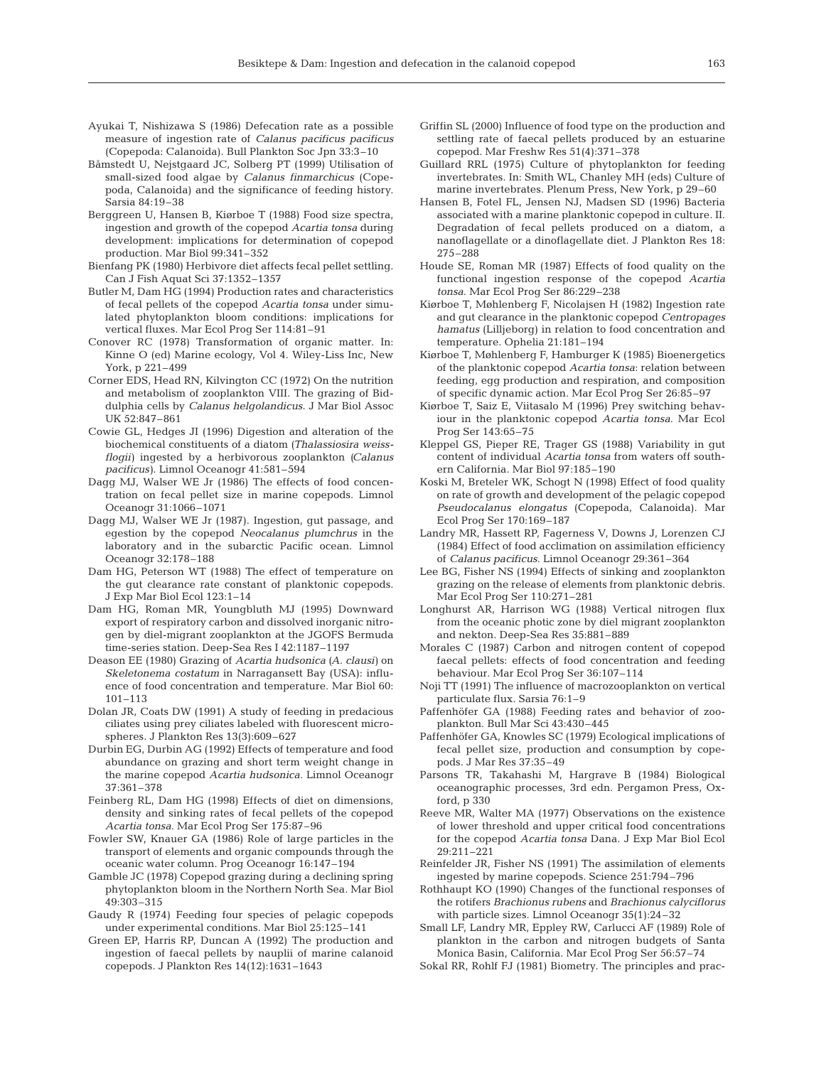Ayukai T, Nishizawa S (1986) Defecation rate as a possible measure of ingestion rate of *Calanus pacificus pacificus* (Copepoda: Calanoida). Bull Plankton Soc Jpn 33:3–10

Båmstedt U, Nejstgaard JC, Solberg PT (1999) Utilisation of small-sized food algae by *Calanus finmarchicus* (Copepoda, Calanoida) and the significance of feeding history. Sarsia 84:19–38

Berggreen U, Hansen B, Kiørboe T (1988) Food size spectra, ingestion and growth of the copepod *Acartia tonsa* during development: implications for determination of copepod production. Mar Biol 99:341–352

Bienfang PK (1980) Herbivore diet affects fecal pellet settling. Can J Fish Aquat Sci 37:1352–1357

Butler M, Dam HG (1994) Production rates and characteristics of fecal pellets of the copepod *Acartia tonsa* under simulated phytoplankton bloom conditions: implications for vertical fluxes. Mar Ecol Prog Ser 114:81–91

Conover RC (1978) Transformation of organic matter. In: Kinne O (ed) Marine ecology, Vol 4. Wiley-Liss Inc, New York, p 221–499

Corner EDS, Head RN, Kilvington CC (1972) On the nutrition and metabolism of zooplankton VIII. The grazing of Biddulphia cells by *Calanus helgolandicus*. J Mar Biol Assoc UK 52:847–861

Cowie GL, Hedges JI (1996) Digestion and alteration of the biochemical constituents of a diatom (*Thalassiosira weissflogii*) ingested by a herbivorous zooplankton (*Calanus pacificus*). Limnol Oceanogr 41:581–594

Dagg MJ, Walser WE Jr (1986) The effects of food concentration on fecal pellet size in marine copepods. Limnol Oceanogr 31:1066–1071

Dagg MJ, Walser WE Jr (1987). Ingestion, gut passage, and egestion by the copepod *Neocalanus plumchrus* in the laboratory and in the subarctic Pacific ocean. Limnol Oceanogr 32:178–188

Dam HG, Peterson WT (1988) The effect of temperature on the gut clearance rate constant of planktonic copepods. J Exp Mar Biol Ecol 123:1–14

Dam HG, Roman MR, Youngbluth MJ (1995) Downward export of respiratory carbon and dissolved inorganic nitrogen by diel-migrant zooplankton at the JGOFS Bermuda time-series station. Deep-Sea Res I 42:1187–1197

Deason EE (1980) Grazing of *Acartia hudsonica* (*A. clausi*) on *Skeletonema costatum* in Narragansett Bay (USA): influence of food concentration and temperature. Mar Biol 60: 101–113

Dolan JR, Coats DW (1991) A study of feeding in predacious ciliates using prey ciliates labeled with fluorescent microspheres. J Plankton Res 13(3):609–627

Durbin EG, Durbin AG (1992) Effects of temperature and food abundance on grazing and short term weight change in the marine copepod *Acartia hudsonica*. Limnol Oceanogr 37:361–378

Feinberg RL, Dam HG (1998) Effects of diet on dimensions, density and sinking rates of fecal pellets of the copepod *Acartia tonsa*. Mar Ecol Prog Ser 175:87–96

Fowler SW, Knauer GA (1986) Role of large particles in the transport of elements and organic compounds through the oceanic water column. Prog Oceanogr 16:147–194

Gamble JC (1978) Copepod grazing during a declining spring phytoplankton bloom in the Northern North Sea. Mar Biol 49:303–315

Gaudy R (1974) Feeding four species of pelagic copepods under experimental conditions. Mar Biol 25:125–141

Green EP, Harris RP, Duncan A (1992) The production and ingestion of faecal pellets by nauplii of marine calanoid copepods. J Plankton Res 14(12):1631–1643

Griffin SL (2000) Influence of food type on the production and settling rate of faecal pellets produced by an estuarine copepod. Mar Freshw Res 51(4):371–378

Guillard RRL (1975) Culture of phytoplankton for feeding invertebrates. In: Smith WL, Chanley MH (eds) Culture of marine invertebrates. Plenum Press, New York, p 29–60

Hansen B, Fotel FL, Jensen NJ, Madsen SD (1996) Bacteria associated with a marine planktonic copepod in culture. II. Degradation of fecal pellets produced on a diatom, a nanoflagellate or a dinoflagellate diet. J Plankton Res 18: 275–288

Houde SE, Roman MR (1987) Effects of food quality on the functional ingestion response of the copepod *Acartia tonsa*. Mar Ecol Prog Ser 86:229–238

Kiørboe T, Møhlenberg F, Nicolajsen H (1982) Ingestion rate and gut clearance in the planktonic copepod *Centropages hamatus* (Lilljeborg) in relation to food concentration and temperature. Ophelia 21:181–194

Kiørboe T, Møhlenberg F, Hamburger K (1985) Bioenergetics of the planktonic copepod *Acartia tonsa*: relation between feeding, egg production and respiration, and composition of specific dynamic action. Mar Ecol Prog Ser 26:85–97

Kiørboe T, Saiz E, Viitasalo M (1996) Prey switching behaviour in the planktonic copepod *Acartia tonsa*. Mar Ecol Prog Ser 143:65–75

Kleppel GS, Pieper RE, Trager GS (1988) Variability in gut content of individual *Acartia tonsa* from waters off southern California. Mar Biol 97:185–190

Koski M, Breteler WK, Schogt N (1998) Effect of food quality on rate of growth and development of the pelagic copepod *Pseudocalanus elongatus* (Copepoda, Calanoida). Mar Ecol Prog Ser 170:169–187

Landry MR, Hassett RP, Fagerness V, Downs J, Lorenzen CJ (1984) Effect of food acclimation on assimilation efficiency of *Calanus pacificus*. Limnol Oceanogr 29:361–364

Lee BG, Fisher NS (1994) Effects of sinking and zooplankton grazing on the release of elements from planktonic debris. Mar Ecol Prog Ser 110:271–281

Longhurst AR, Harrison WG (1988) Vertical nitrogen flux from the oceanic photic zone by diel migrant zooplankton and nekton. Deep-Sea Res 35:881–889

Morales C (1987) Carbon and nitrogen content of copepod faecal pellets: effects of food concentration and feeding behaviour. Mar Ecol Prog Ser 36:107–114

Noji TT (1991) The influence of macrozooplankton on vertical particulate flux. Sarsia 76:1–9

Paffenhöfer GA (1988) Feeding rates and behavior of zooplankton. Bull Mar Sci 43:430–445

Paffenhöfer GA, Knowles SC (1979) Ecological implications of fecal pellet size, production and consumption by copepods. J Mar Res 37:35–49

Parsons TR, Takahashi M, Hargrave B (1984) Biological oceanographic processes, 3rd edn. Pergamon Press, Oxford, p 330

Reeve MR, Walter MA (1977) Observations on the existence of lower threshold and upper critical food concentrations for the copepod *Acartia tonsa* Dana. J Exp Mar Biol Ecol 29:211–221

Reinfelder JR, Fisher NS (1991) The assimilation of elements ingested by marine copepods. Science 251:794–796

Rothhaupt KO (1990) Changes of the functional responses of the rotifers *Brachionus rubens* and *Brachionus calyciflorus* with particle sizes. Limnol Oceanogr 35(1):24–32

Small LF, Landry MR, Eppley RW, Carlucci AF (1989) Role of plankton in the carbon and nitrogen budgets of Santa Monica Basin, California. Mar Ecol Prog Ser 56:57–74

Sokal RR, Rohlf FJ (1981) Biometry. The principles and prac-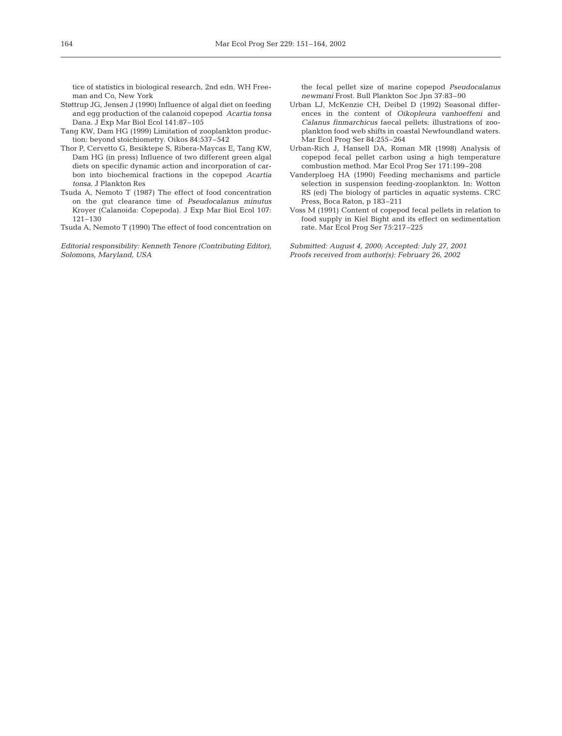tice of statistics in biological research, 2nd edn. WH Freeman and Co, New York

Støttrup JG, Jensen J (1990) Influence of algal diet on feeding and egg production of the calanoid copepod *Acartia tonsa* Dana. J Exp Mar Biol Ecol 141:87–105

Tang KW, Dam HG (1999) Limitation of zooplankton production: beyond stoichiometry. Oikos 84:537–542

Thor P, Cervetto G, Besiktepe S, Ribera-Maycas E, Tang KW, Dam HG (in press) Influence of two different green algal diets on specific dynamic action and incorporation of carbon into biochemical fractions in the copepod *Acartia tonsa*. J Plankton Res

Tsuda A, Nemoto T (1987) The effect of food concentration on the gut clearance time of *Pseudocalanus minutus* Kroyer (Calanoida: Copepoda). J Exp Mar Biol Ecol 107: 121–130

Tsuda A, Nemoto T (1990) The effect of food concentration on the fecal pellet size of marine copepod *Pseudocalanus newmani* Frost. Bull Plankton Soc Jpn 37:83–90

Urban LJ, McKenzie CH, Deibel D (1992) Seasonal differences in the content of *Oikopleura vanhoeffeni* and *Calanus finmarchicus* faecal pellets: illustrations of zooplankton food web shifts in coastal Newfoundland waters. Mar Ecol Prog Ser 84:255–264

Urban-Rich J, Hansell DA, Roman MR (1998) Analysis of copepod fecal pellet carbon using a high temperature combustion method. Mar Ecol Prog Ser 171:199–208

Vanderploeg HA (1990) Feeding mechanisms and particle selection in suspension feeding-zooplankton. In: Wotton RS (ed) The biology of particles in aquatic systems. CRC Press, Boca Raton, p 183–211

Voss M (1991) Content of copepod fecal pellets in relation to food supply in Kiel Bight and its effect on sedimentation rate. Mar Ecol Prog Ser 75:217–225

*Editorial responsibility: Kenneth Tenore (Contributing Editor), Solomons, Maryland, USA*

*Submitted: August 4, 2000; Accepted: July 27, 2001*
*Proofs received from author(s): February 26, 2002*